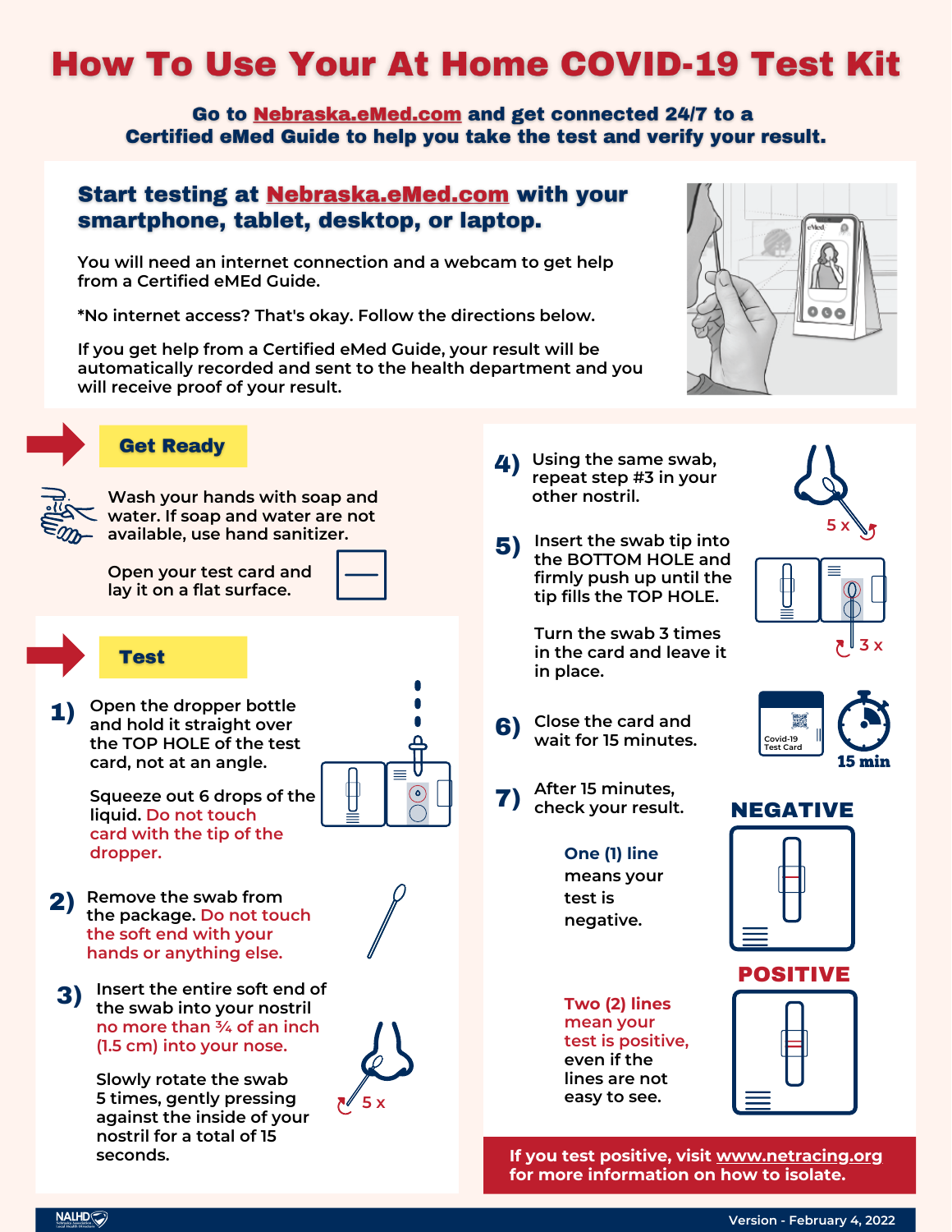# How To Use Your At Home COVID-19 Test Kit

**Go to Nebraska.eMed.com and get connected 24/7 to a Certified eMed Guide to help you take the test and verify your result.**

## Start testing at Nebraska.eMed.com with your smartphone, tablet, desktop, or laptop.

You will need an internet connection and a webcam to get help from a Certified eMEd Guide.

*No internet access? That's okay. Follow the directions below.

If you get help from a Certified eMed Guide, your result will be automatically recorded and sent to the health department and you will receive proof of your result.

## Get Ready

Wash your hands with soap and water. If soap and water are not available, use hand sanitizer.

Open your test card and lay it on a flat surface.

## Test

**1)** Open the dropper bottle and hold it straight over the TOP HOLE of the test card, not at an angle.

Squeeze out 6 drops of the liquid. Do not touch card with the tip of the dropper.

**2)** Remove the swab from the package. Do not touch the soft end with your hands or anything else.

**3)** Insert the entire soft end of the swab into your nostril no more than ¾ of an inch (1.5 cm) into your nose.

Slowly rotate the swab 5 times, gently pressing against the inside of your nostril for a total of 15 seconds.

5 x

**4)** Using the same swab, repeat step #3 in your other nostril.

5 x

**5)** Insert the swab tip into the BOTTOM HOLE and firmly push up until the tip fills the TOP HOLE.

Turn the swab 3 times in the card and leave it in place.

3 x

**6)** Close the card and wait for 15 minutes.

Covid-19 Test Card

15 min

**7)** After 15 minutes, check your result.

**NEGATIVE**

**One (1) line** means your test is negative.

**POSITIVE**

**Two (2) lines mean your test is positive,** even if the lines are not easy to see.

**If you test positive, visit www.netracing.org for more information on how to isolate.**

NALHD

Version - February 4, 2022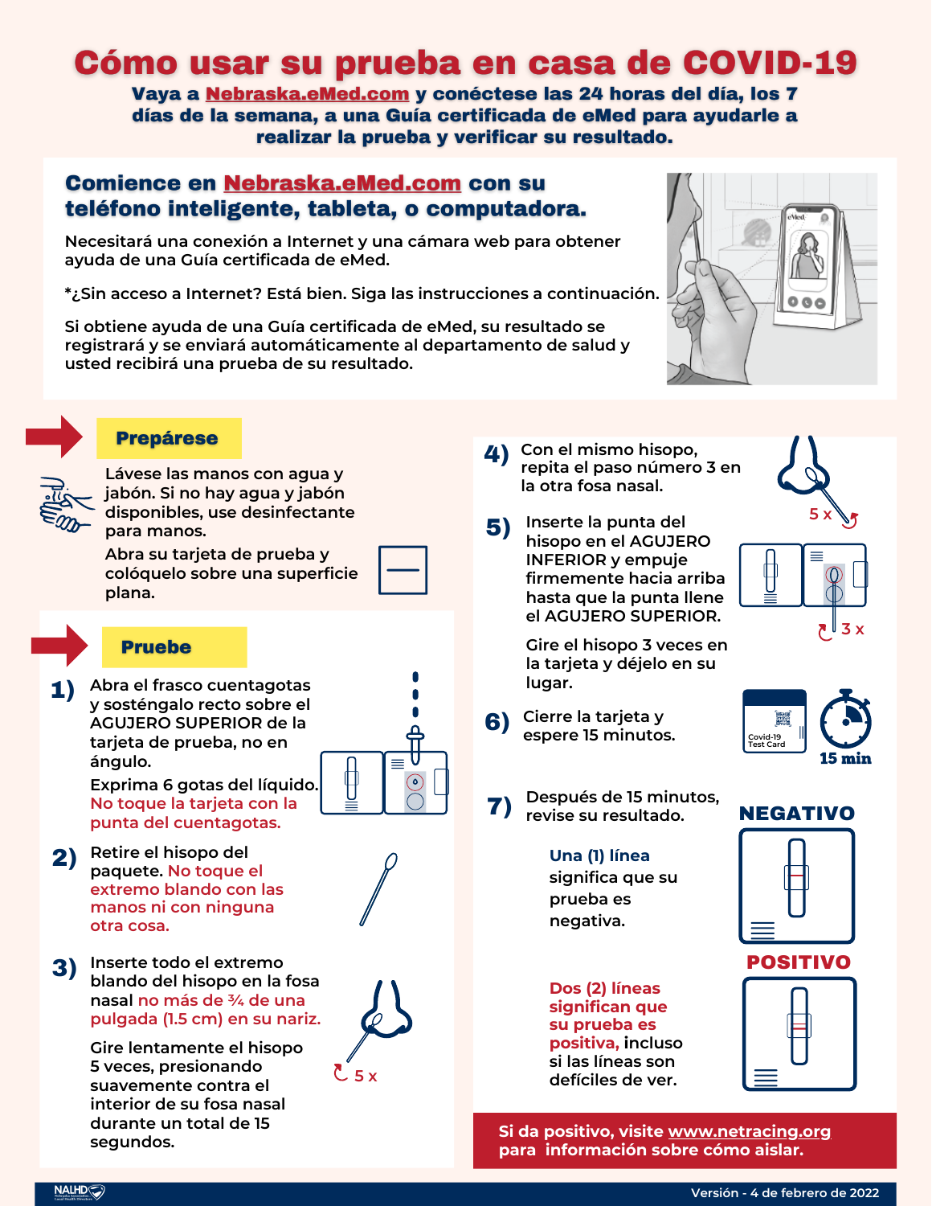# Cómo usar su prueba en casa de COVID-19

**Vaya a Nebraska.eMed.com y conéctese las 24 horas del día, los 7 días de la semana, a una Guía certificada de eMed para ayudarle a realizar la prueba y verificar su resultado.**

## Comience en Nebraska.eMed.com con su teléfono inteligente, tableta, o computadora.

Necesitará una conexión a Internet y una cámara web para obtener ayuda de una Guía certificada de eMed.

*¿Sin acceso a Internet? Está bien. Siga las instrucciones a continuación.

Si obtiene ayuda de una Guía certificada de eMed, su resultado se registrará y se enviará automáticamente al departamento de salud y usted recibirá una prueba de su resultado.

## Prepárese

Lávese las manos con agua y jabón. Si no hay agua y jabón disponibles, use desinfectante para manos.

Abra su tarjeta de prueba y colóquelo sobre una superficie plana.

## Pruebe

**1)** Abra el frasco cuentagotas y sosténgalo recto sobre el AGUJERO SUPERIOR de la tarjeta de prueba, no en ángulo.

Exprima 6 gotas del líquido. No toque la tarjeta con la punta del cuentagotas.

**2)** Retire el hisopo del paquete. No toque el extremo blando con las manos ni con ninguna otra cosa.

**3)** Inserte todo el extremo blando del hisopo en la fosa nasal no más de ¾ de una pulgada (1.5 cm) en su nariz.

Gire lentamente el hisopo 5 veces, presionando suavemente contra el interior de su fosa nasal durante un total de 15 segundos.

5 x

**4)** Con el mismo hisopo, repita el paso número 3 en la otra fosa nasal.

5 x

**5)** Inserte la punta del hisopo en el AGUJERO INFERIOR y empuje firmemente hacia arriba hasta que la punta llene el AGUJERO SUPERIOR.

Gire el hisopo 3 veces en la tarjeta y déjelo en su lugar.

3 x

**6)** Cierre la tarjeta y espere 15 minutos.

Covid-19 Test Card

15 min

**7)** Después de 15 minutos, revise su resultado.

**NEGATIVO**

Una (1) línea significa que su prueba es negativa.

**POSITIVO**

Dos (2) líneas significan que su prueba es positiva, incluso si las líneas son defíciles de ver.

**Si da positivo, visite www.netracing.org para información sobre cómo aislar.**

NALHD

Versión - 4 de febrero de 2022